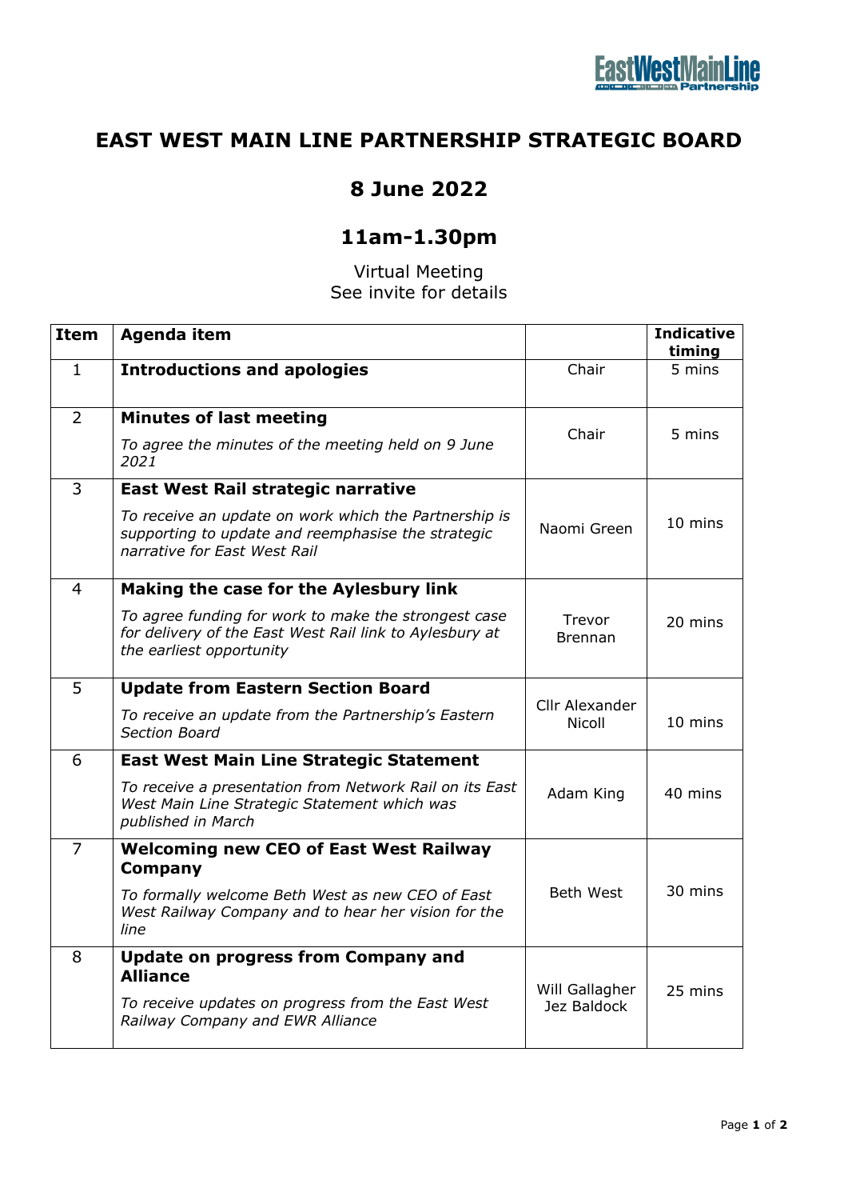# EAST WEST MAIN LINE PARTNERSHIP STRATEGIC BOARD

## 8 June 2022

## 11am-1.30pm

Virtual Meeting
See invite for details

| Item | Agenda item | | Indicative timing |
|---|---|---|---|
| 1 | **Introductions and apologies** | Chair | 5 mins |
| 2 | **Minutes of last meeting**<br>*To agree the minutes of the meeting held on 9 June 2021* | Chair | 5 mins |
| 3 | **East West Rail strategic narrative**<br>*To receive an update on work which the Partnership is supporting to update and reemphasise the strategic narrative for East West Rail* | Naomi Green | 10 mins |
| 4 | **Making the case for the Aylesbury link**<br>*To agree funding for work to make the strongest case for delivery of the East West Rail link to Aylesbury at the earliest opportunity* | Trevor Brennan | 20 mins |
| 5 | **Update from Eastern Section Board**<br>*To receive an update from the Partnership's Eastern Section Board* | Cllr Alexander Nicoll | 10 mins |
| 6 | **East West Main Line Strategic Statement**<br>*To receive a presentation from Network Rail on its East West Main Line Strategic Statement which was published in March* | Adam King | 40 mins |
| 7 | **Welcoming new CEO of East West Railway Company**<br>*To formally welcome Beth West as new CEO of East West Railway Company and to hear her vision for the line* | Beth West | 30 mins |
| 8 | **Update on progress from Company and Alliance**<br>*To receive updates on progress from the East West Railway Company and EWR Alliance* | Will Gallagher<br>Jez Baldock | 25 mins |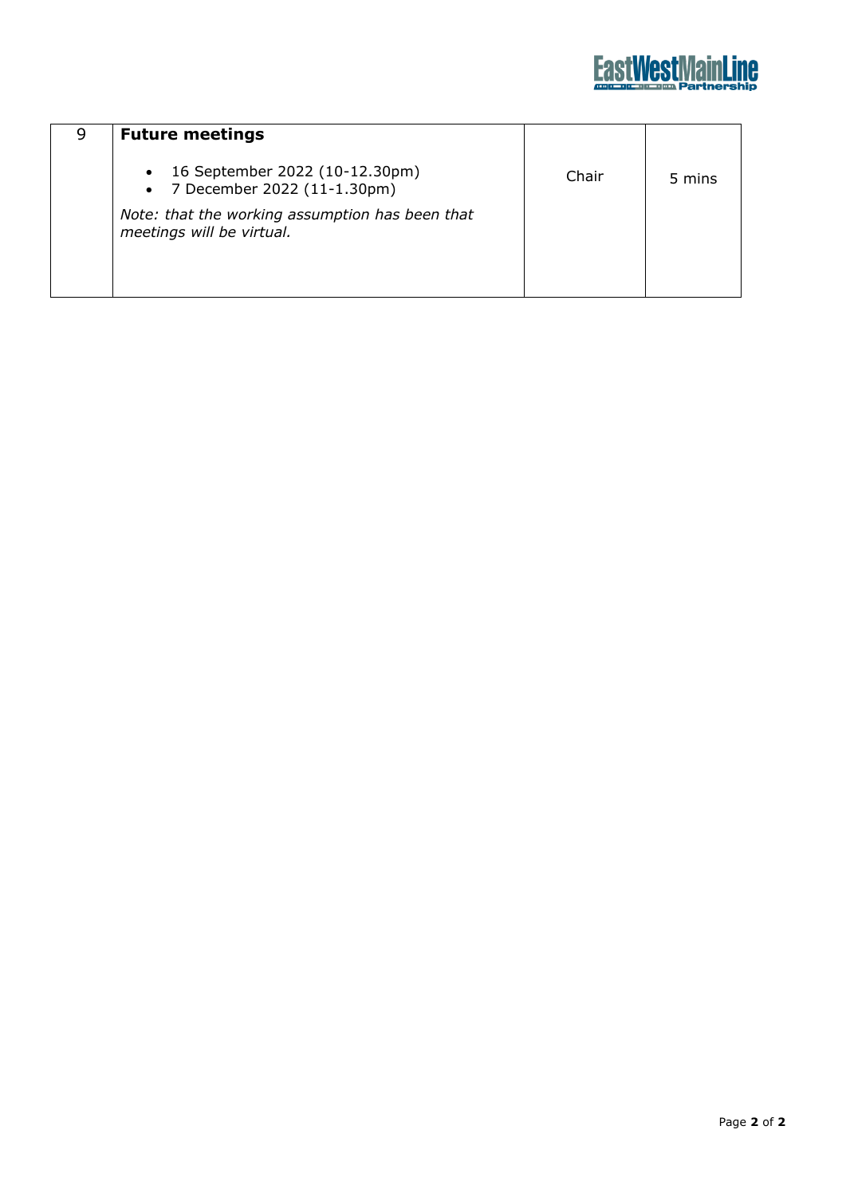| | | | |
|---|---|---|---|
| 9 | **Future meetings**<br><br>• 16 September 2022 (10-12.30pm)<br>• 7 December 2022 (11-1.30pm)<br><br>*Note: that the working assumption has been that meetings will be virtual.* | Chair | 5 mins |